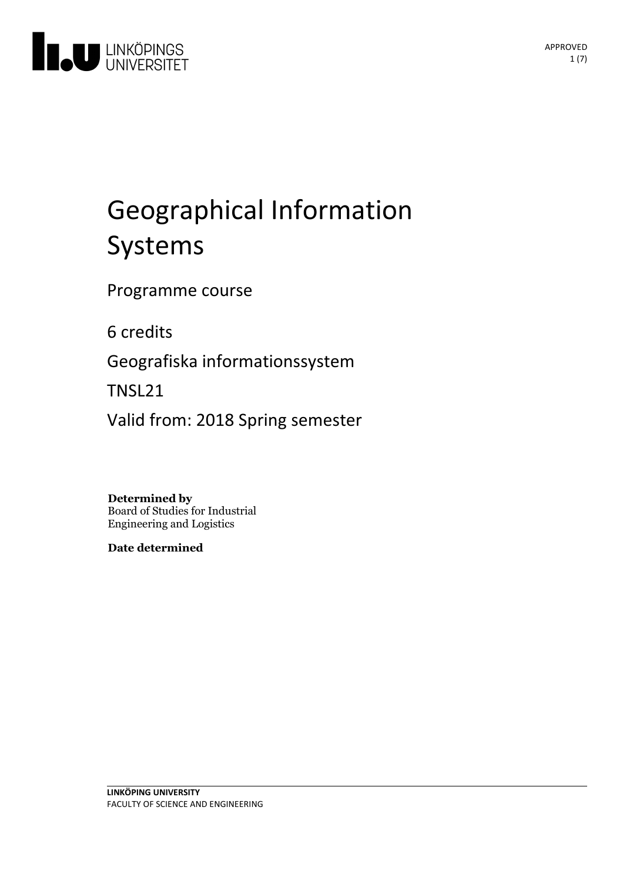# Geographical Information Systems

Programme course

6 credits

Geografiska informationssystem

TNSL21

Valid from: 2018 Spring semester

**Determined by**
Board of Studies for Industrial Engineering and Logistics

**Date determined**

LINKÖPING UNIVERSITY
FACULTY OF SCIENCE AND ENGINEERING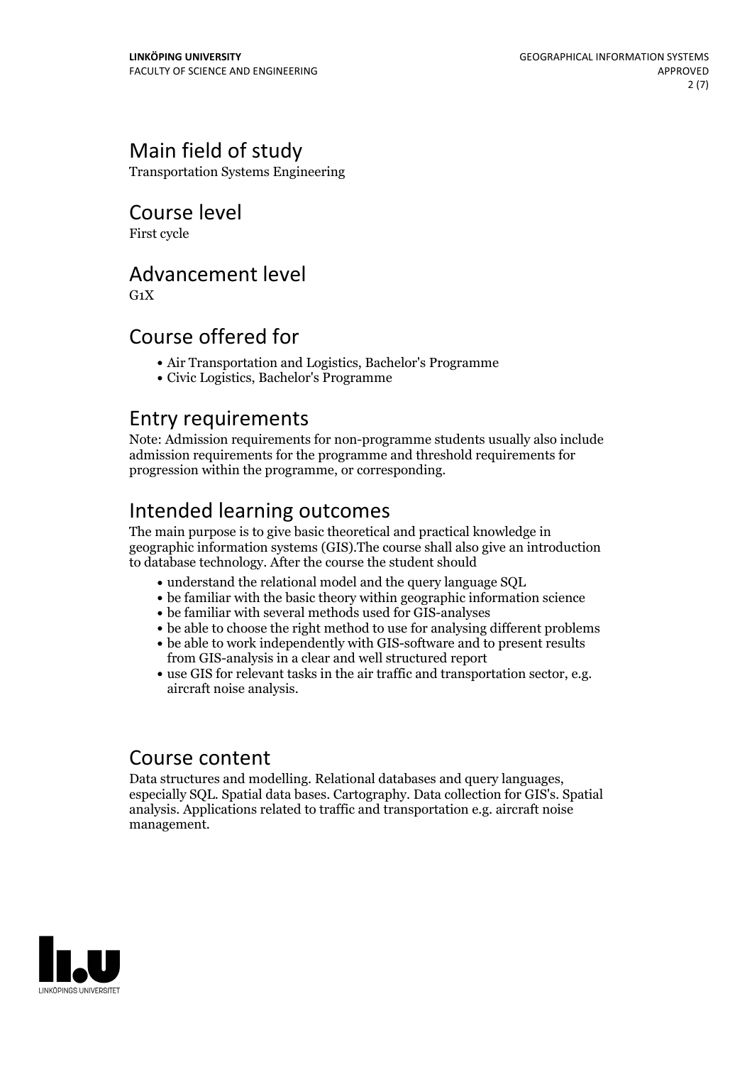## Main field of study

Transportation Systems Engineering

## Course level

First cycle

## Advancement level

G1X

## Course offered for

- Air Transportation and Logistics, Bachelor's Programme
- Civic Logistics, Bachelor's Programme

## Entry requirements

Note: Admission requirements for non-programme students usually also include admission requirements for the programme and threshold requirements for progression within the programme, or corresponding.

## Intended learning outcomes

The main purpose is to give basic theoretical and practical knowledge in geographic information systems (GIS).The course shall also give an introduction to database technology. After the course the student should

- understand the relational model and the query language SQL
- be familiar with the basic theory within geographic information science
- be familiar with several methods used for GIS-analyses
- be able to choose the right method to use for analysing different problems
- be able to work independently with GIS-software and to present results from GIS-analysis in a clear and well structured report
- use GIS for relevant tasks in the air traffic and transportation sector, e.g. aircraft noise analysis.

## Course content

Data structures and modelling. Relational databases and query languages, especially SQL. Spatial data bases. Cartography. Data collection for GIS's. Spatial analysis. Applications related to traffic and transportation e.g. aircraft noise management.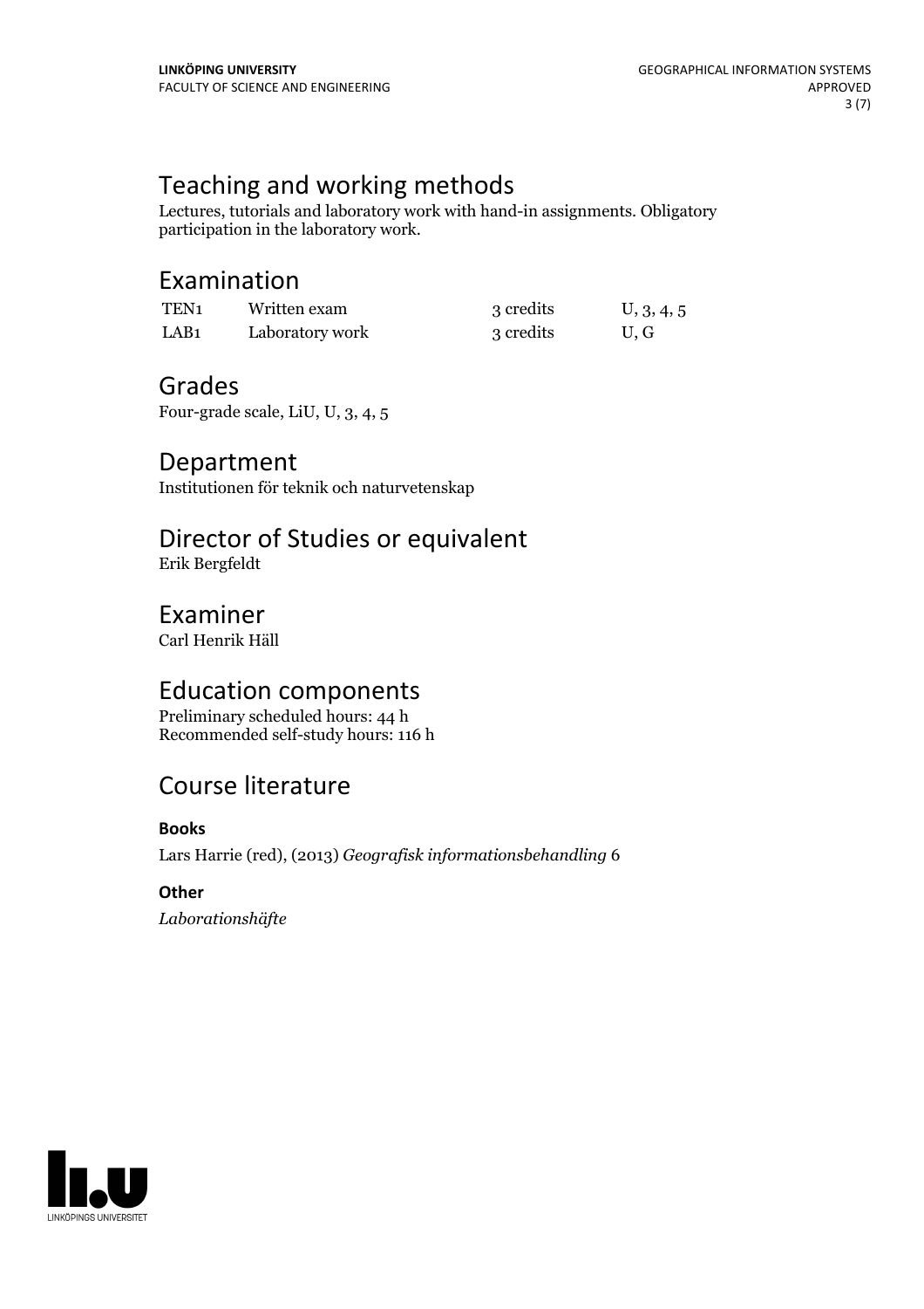## Teaching and working methods

Lectures, tutorials and laboratory work with hand-in assignments. Obligatory participation in the laboratory work.

## Examination

| | | | |
|---|---|---|---|
| TEN1 | Written exam | 3 credits | U, 3, 4, 5 |
| LAB1 | Laboratory work | 3 credits | U, G |

## Grades

Four-grade scale, LiU, U, 3, 4, 5

## Department

Institutionen för teknik och naturvetenskap

## Director of Studies or equivalent

Erik Bergfeldt

## Examiner

Carl Henrik Häll

## Education components

Preliminary scheduled hours: 44 h
Recommended self-study hours: 116 h

## Course literature

**Books**

Lars Harrie (red), (2013) *Geografisk informationsbehandling* 6

**Other**

*Laborationshäfte*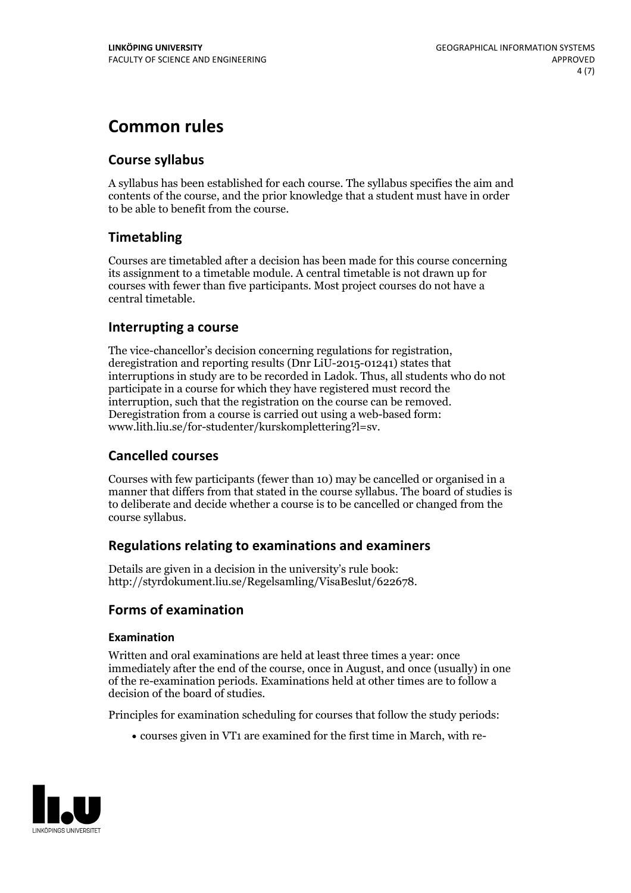# Common rules

## Course syllabus

A syllabus has been established for each course. The syllabus specifies the aim and contents of the course, and the prior knowledge that a student must have in order to be able to benefit from the course.

## Timetabling

Courses are timetabled after a decision has been made for this course concerning its assignment to a timetable module. A central timetable is not drawn up for courses with fewer than five participants. Most project courses do not have a central timetable.

## Interrupting a course

The vice-chancellor's decision concerning regulations for registration, deregistration and reporting results (Dnr LiU-2015-01241) states that interruptions in study are to be recorded in Ladok. Thus, all students who do not participate in a course for which they have registered must record the interruption, such that the registration on the course can be removed. Deregistration from a course is carried out using a web-based form: www.lith.liu.se/for-studenter/kurskomplettering?l=sv.

## Cancelled courses

Courses with few participants (fewer than 10) may be cancelled or organised in a manner that differs from that stated in the course syllabus. The board of studies is to deliberate and decide whether a course is to be cancelled or changed from the course syllabus.

## Regulations relating to examinations and examiners

Details are given in a decision in the university's rule book: http://styrdokument.liu.se/Regelsamling/VisaBeslut/622678.

## Forms of examination

### Examination

Written and oral examinations are held at least three times a year: once immediately after the end of the course, once in August, and once (usually) in one of the re-examination periods. Examinations held at other times are to follow a decision of the board of studies.

Principles for examination scheduling for courses that follow the study periods:

- courses given in VT1 are examined for the first time in March, with re-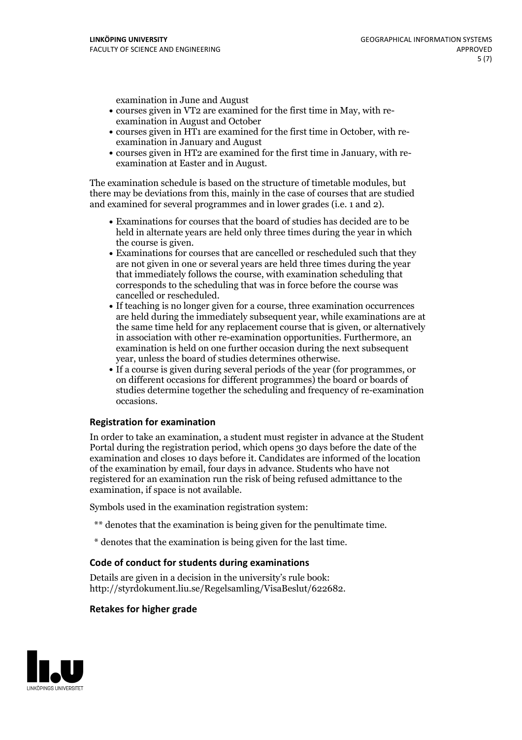examination in June and August

- courses given in VT2 are examined for the first time in May, with re-examination in August and October
- courses given in HT1 are examined for the first time in October, with re-examination in January and August
- courses given in HT2 are examined for the first time in January, with re-examination at Easter and in August.

The examination schedule is based on the structure of timetable modules, but there may be deviations from this, mainly in the case of courses that are studied and examined for several programmes and in lower grades (i.e. 1 and 2).

- Examinations for courses that the board of studies has decided are to be held in alternate years are held only three times during the year in which the course is given.
- Examinations for courses that are cancelled or rescheduled such that they are not given in one or several years are held three times during the year that immediately follows the course, with examination scheduling that corresponds to the scheduling that was in force before the course was cancelled or rescheduled.
- If teaching is no longer given for a course, three examination occurrences are held during the immediately subsequent year, while examinations are at the same time held for any replacement course that is given, or alternatively in association with other re-examination opportunities. Furthermore, an examination is held on one further occasion during the next subsequent year, unless the board of studies determines otherwise.
- If a course is given during several periods of the year (for programmes, or on different occasions for different programmes) the board or boards of studies determine together the scheduling and frequency of re-examination occasions.

### Registration for examination

In order to take an examination, a student must register in advance at the Student Portal during the registration period, which opens 30 days before the date of the examination and closes 10 days before it. Candidates are informed of the location of the examination by email, four days in advance. Students who have not registered for an examination run the risk of being refused admittance to the examination, if space is not available.

Symbols used in the examination registration system:

** denotes that the examination is being given for the penultimate time.

* denotes that the examination is being given for the last time.

### Code of conduct for students during examinations

Details are given in a decision in the university's rule book: http://styrdokument.liu.se/Regelsamling/VisaBeslut/622682.

### Retakes for higher grade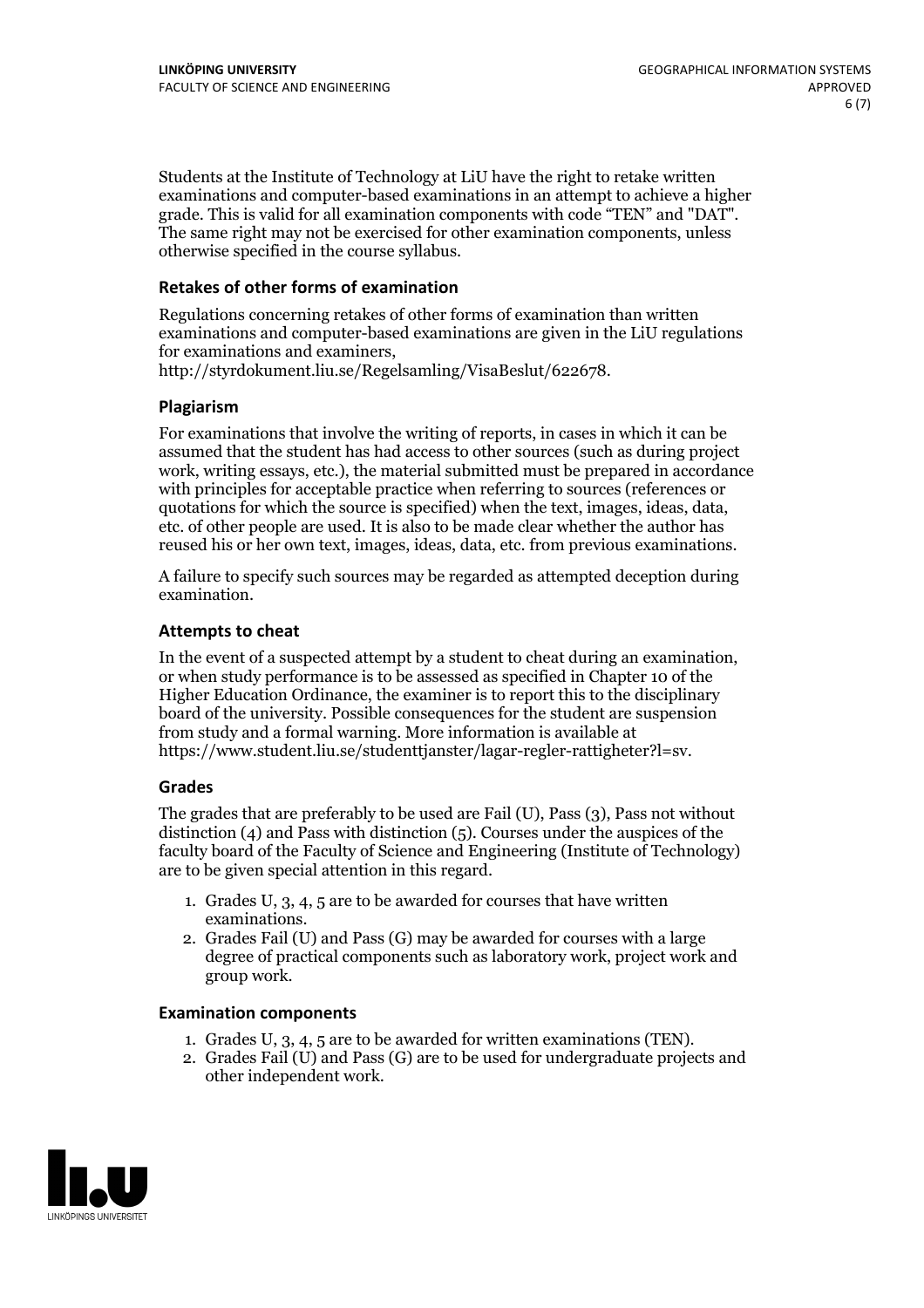Students at the Institute of Technology at LiU have the right to retake written examinations and computer-based examinations in an attempt to achieve a higher grade. This is valid for all examination components with code "TEN" and "DAT". The same right may not be exercised for other examination components, unless otherwise specified in the course syllabus.

### Retakes of other forms of examination

Regulations concerning retakes of other forms of examination than written examinations and computer-based examinations are given in the LiU regulations for examinations and examiners, http://styrdokument.liu.se/Regelsamling/VisaBeslut/622678.

### Plagiarism

For examinations that involve the writing of reports, in cases in which it can be assumed that the student has had access to other sources (such as during project work, writing essays, etc.), the material submitted must be prepared in accordance with principles for acceptable practice when referring to sources (references or quotations for which the source is specified) when the text, images, ideas, data, etc. of other people are used. It is also to be made clear whether the author has reused his or her own text, images, ideas, data, etc. from previous examinations.

A failure to specify such sources may be regarded as attempted deception during examination.

### Attempts to cheat

In the event of a suspected attempt by a student to cheat during an examination, or when study performance is to be assessed as specified in Chapter 10 of the Higher Education Ordinance, the examiner is to report this to the disciplinary board of the university. Possible consequences for the student are suspension from study and a formal warning. More information is available at https://www.student.liu.se/studenttjanster/lagar-regler-rattigheter?l=sv.

### Grades

The grades that are preferably to be used are Fail (U), Pass (3), Pass not without distinction (4) and Pass with distinction (5). Courses under the auspices of the faculty board of the Faculty of Science and Engineering (Institute of Technology) are to be given special attention in this regard.

1. Grades U, 3, 4, 5 are to be awarded for courses that have written examinations.
2. Grades Fail (U) and Pass (G) may be awarded for courses with a large degree of practical components such as laboratory work, project work and group work.

### Examination components

1. Grades U, 3, 4, 5 are to be awarded for written examinations (TEN).
2. Grades Fail (U) and Pass (G) are to be used for undergraduate projects and other independent work.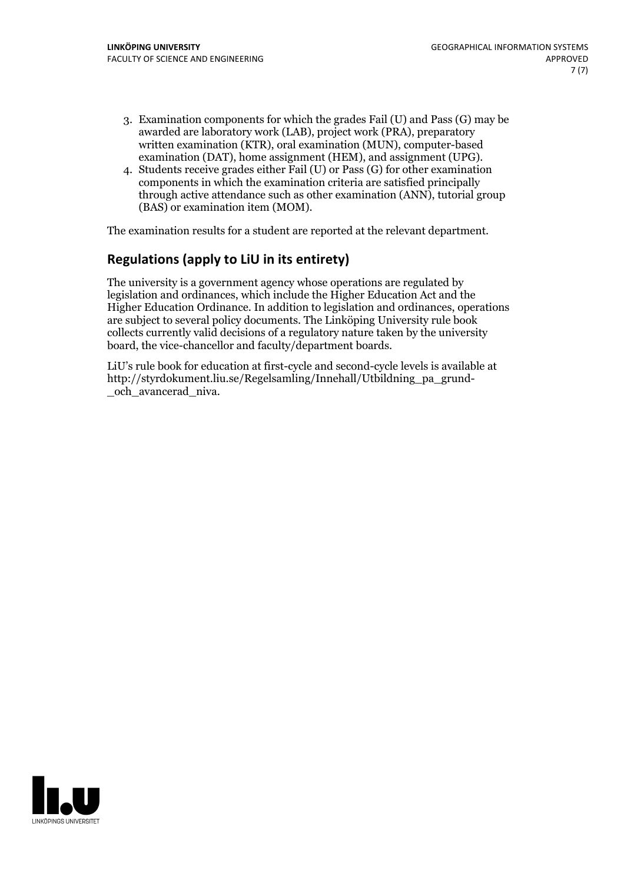3. Examination components for which the grades Fail (U) and Pass (G) may be awarded are laboratory work (LAB), project work (PRA), preparatory written examination (KTR), oral examination (MUN), computer-based examination (DAT), home assignment (HEM), and assignment (UPG).
4. Students receive grades either Fail (U) or Pass (G) for other examination components in which the examination criteria are satisfied principally through active attendance such as other examination (ANN), tutorial group (BAS) or examination item (MOM).

The examination results for a student are reported at the relevant department.

## Regulations (apply to LiU in its entirety)

The university is a government agency whose operations are regulated by legislation and ordinances, which include the Higher Education Act and the Higher Education Ordinance. In addition to legislation and ordinances, operations are subject to several policy documents. The Linköping University rule book collects currently valid decisions of a regulatory nature taken by the university board, the vice-chancellor and faculty/department boards.

LiU's rule book for education at first-cycle and second-cycle levels is available at http://styrdokument.liu.se/Regelsamling/Innehall/Utbildning_pa_grund-_och_avancerad_niva.